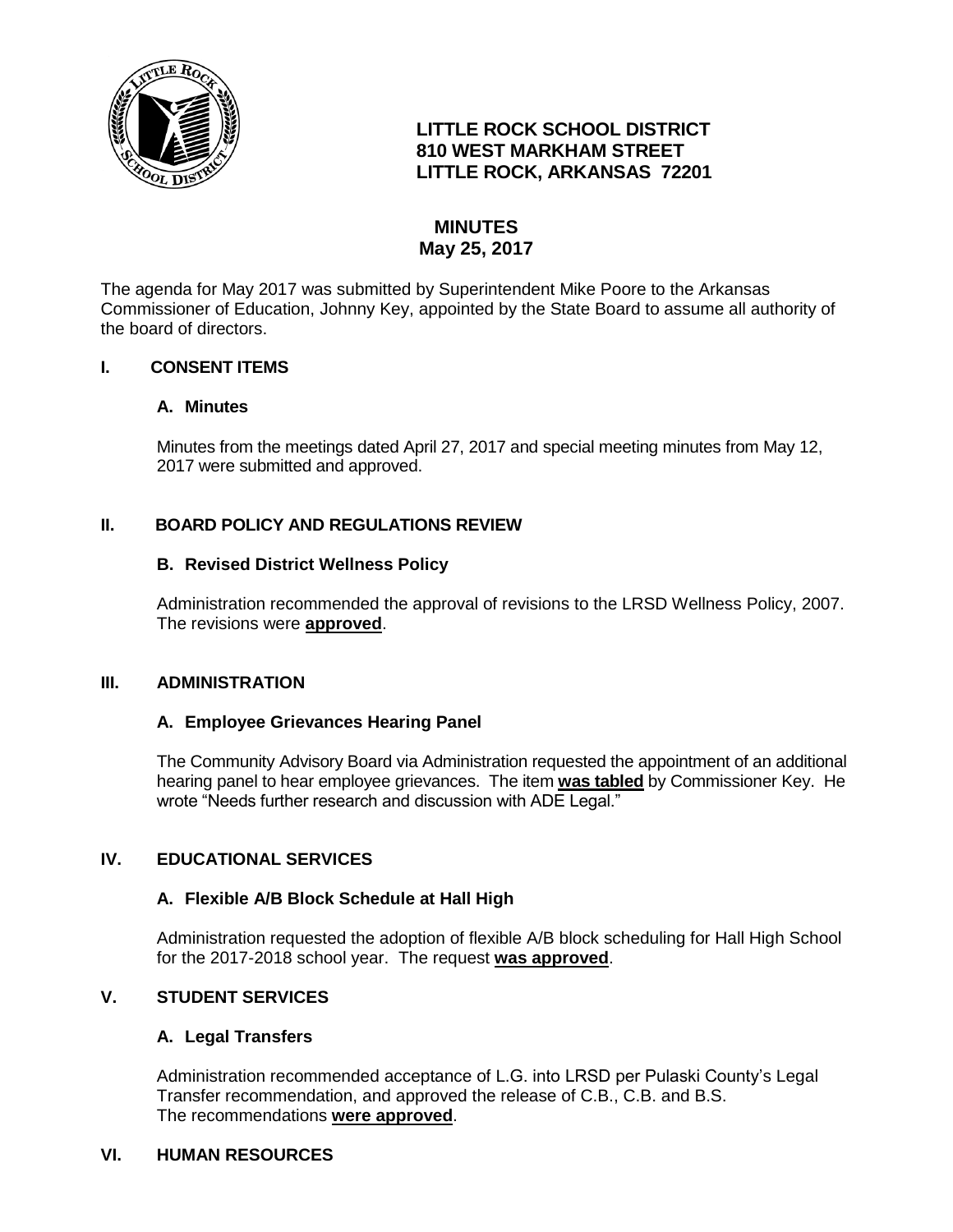**LITTLE ROCK SCHOOL DISTRICT**
**810 WEST MARKHAM STREET**
**LITTLE ROCK, ARKANSAS 72201**

# MINUTES
## May 25, 2017

The agenda for May 2017 was submitted by Superintendent Mike Poore to the Arkansas Commissioner of Education, Johnny Key, appointed by the State Board to assume all authority of the board of directors.

## I. CONSENT ITEMS

### A. Minutes

Minutes from the meetings dated April 27, 2017 and special meeting minutes from May 12, 2017 were submitted and approved.

## II. BOARD POLICY AND REGULATIONS REVIEW

### B. Revised District Wellness Policy

Administration recommended the approval of revisions to the LRSD Wellness Policy, 2007. The revisions were **approved**.

## III. ADMINISTRATION

### A. Employee Grievances Hearing Panel

The Community Advisory Board via Administration requested the appointment of an additional hearing panel to hear employee grievances. The item **was tabled** by Commissioner Key. He wrote "Needs further research and discussion with ADE Legal."

## IV. EDUCATIONAL SERVICES

### A. Flexible A/B Block Schedule at Hall High

Administration requested the adoption of flexible A/B block scheduling for Hall High School for the 2017-2018 school year. The request **was approved**.

## V. STUDENT SERVICES

### A. Legal Transfers

Administration recommended acceptance of L.G. into LRSD per Pulaski County's Legal Transfer recommendation, and approved the release of C.B., C.B. and B.S.
The recommendations **were approved**.

## VI. HUMAN RESOURCES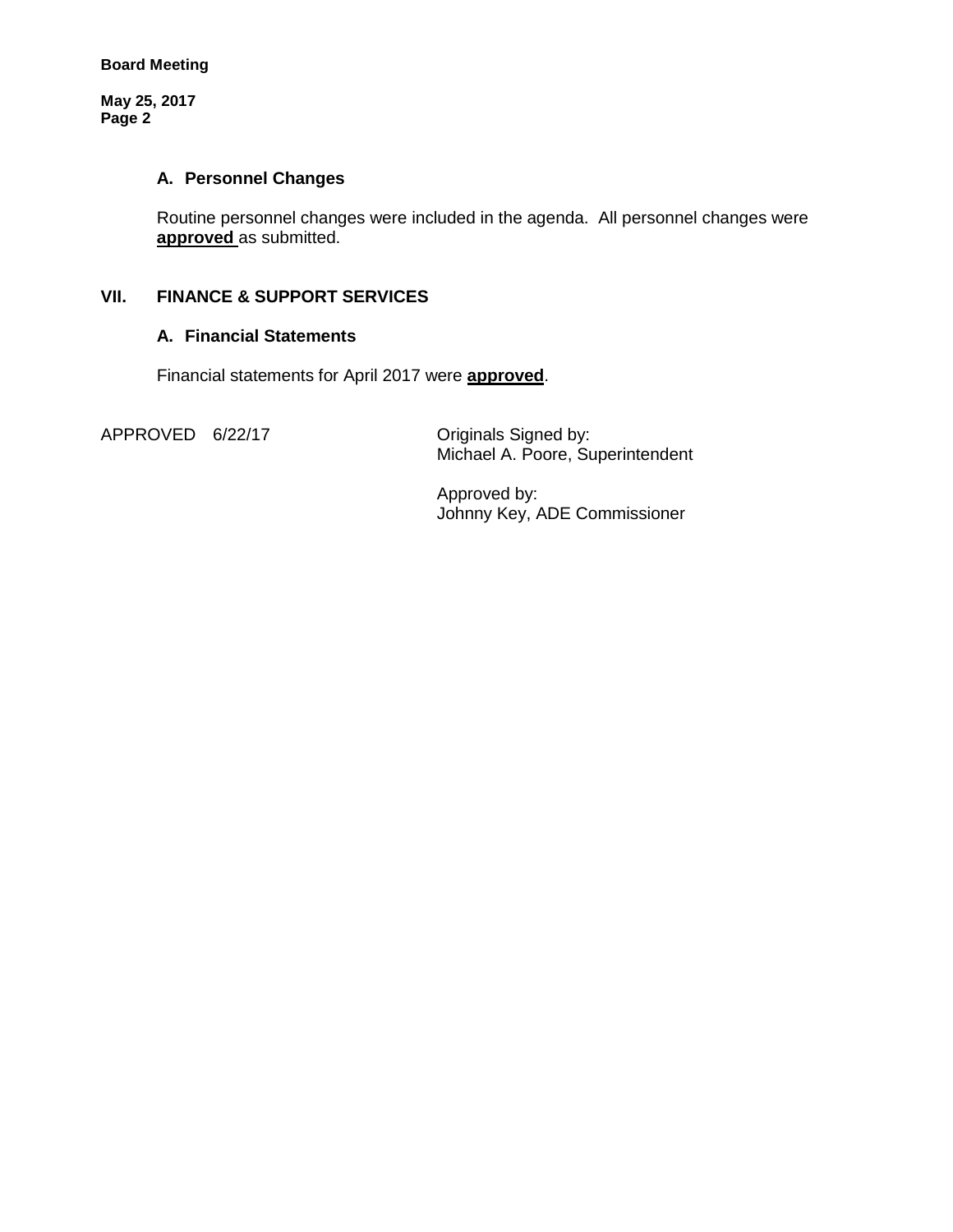### A. Personnel Changes

Routine personnel changes were included in the agenda. All personnel changes were **approved** as submitted.

## VII. FINANCE & SUPPORT SERVICES

### A. Financial Statements

Financial statements for April 2017 were **approved**.

APPROVED 6/22/17

Originals Signed by:
Michael A. Poore, Superintendent

Approved by:
Johnny Key, ADE Commissioner